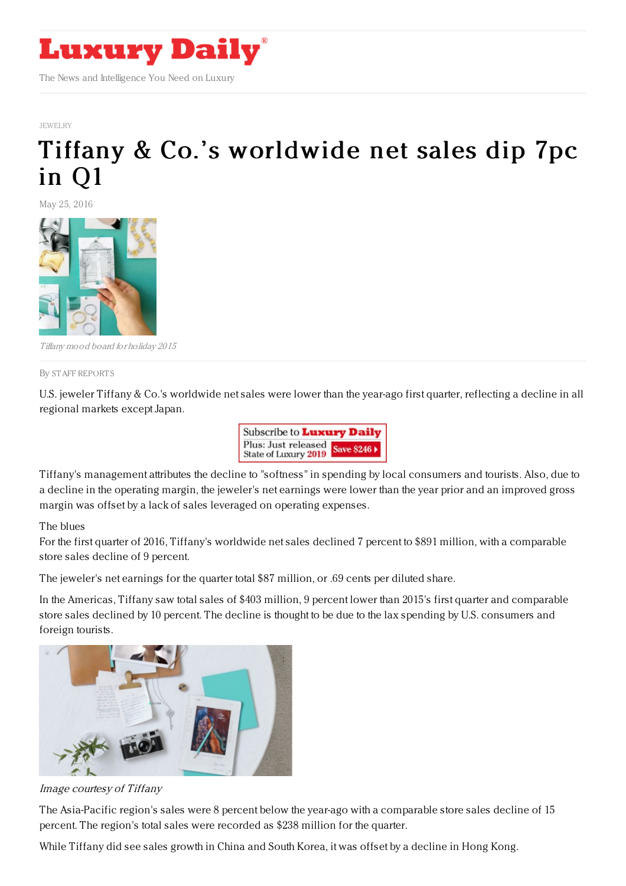# Luxury Daily

The News and Intelligence You Need on Luxury

JEWELRY

# Tiffany & Co.'s worldwide net sales dip 7pc in Q1

May 25, 2016

*Tiffany mood board for holiday 2015*

By STAFF REPORTS

U.S. jeweler Tiffany & Co.'s worldwide net sales were lower than the year-ago first quarter, reflecting a decline in all regional markets except Japan.

Subscribe to **Luxury Daily**
Plus: Just released State of Luxury 2019 **Save $246**

Tiffany's management attributes the decline to "softness" in spending by local consumers and tourists. Also, due to a decline in the operating margin, the jeweler's net earnings were lower than the year prior and an improved gross margin was offset by a lack of sales leveraged on operating expenses.

The blues

For the first quarter of 2016, Tiffany's worldwide net sales declined 7 percent to $891 million, with a comparable store sales decline of 9 percent.

The jeweler's net earnings for the quarter total $87 million, or .69 cents per diluted share.

In the Americas, Tiffany saw total sales of $403 million, 9 percent lower than 2015's first quarter and comparable store sales declined by 10 percent. The decline is thought to be due to the lax spending by U.S. consumers and foreign tourists.

*Image courtesy of Tiffany*

The Asia-Pacific region's sales were 8 percent below the year-ago with a comparable store sales decline of 15 percent. The region's total sales were recorded as $238 million for the quarter.

While Tiffany did see sales growth in China and South Korea, it was offset by a decline in Hong Kong.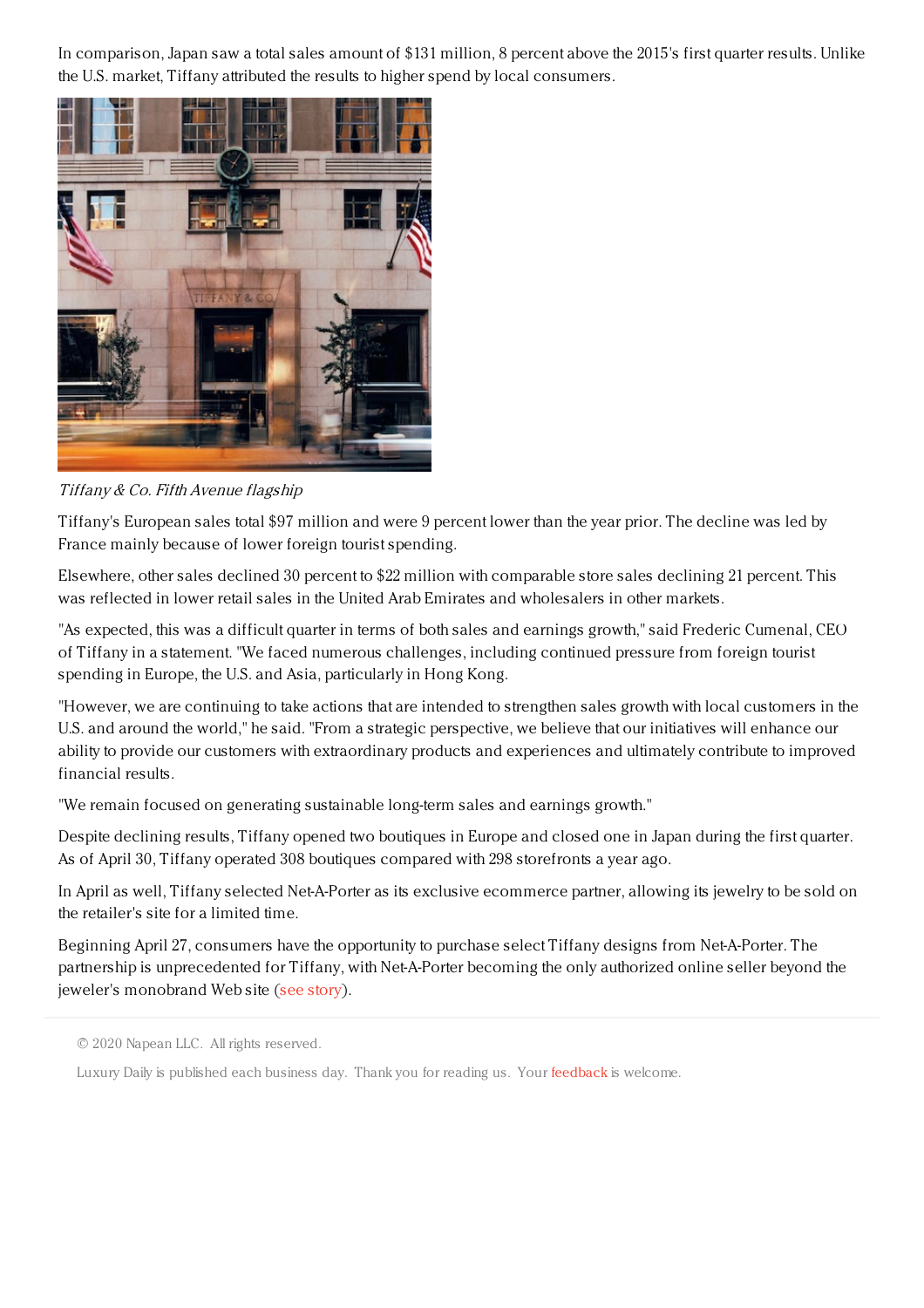In comparison, Japan saw a total sales amount of $131 million, 8 percent above the 2015's first quarter results. Unlike the U.S. market, Tiffany attributed the results to higher spend by local consumers.

*Tiffany & Co. Fifth Avenue flagship*

Tiffany's European sales total $97 million and were 9 percent lower than the year prior. The decline was led by France mainly because of lower foreign tourist spending.

Elsewhere, other sales declined 30 percent to $22 million with comparable store sales declining 21 percent. This was reflected in lower retail sales in the United Arab Emirates and wholesalers in other markets.

"As expected, this was a difficult quarter in terms of both sales and earnings growth," said Frederic Cumenal, CEO of Tiffany in a statement. "We faced numerous challenges, including continued pressure from foreign tourist spending in Europe, the U.S. and Asia, particularly in Hong Kong.

"However, we are continuing to take actions that are intended to strengthen sales growth with local customers in the U.S. and around the world," he said. "From a strategic perspective, we believe that our initiatives will enhance our ability to provide our customers with extraordinary products and experiences and ultimately contribute to improved financial results.

"We remain focused on generating sustainable long-term sales and earnings growth."

Despite declining results, Tiffany opened two boutiques in Europe and closed one in Japan during the first quarter. As of April 30, Tiffany operated 308 boutiques compared with 298 storefronts a year ago.

In April as well, Tiffany selected Net-A-Porter as its exclusive ecommerce partner, allowing its jewelry to be sold on the retailer's site for a limited time.

Beginning April 27, consumers have the opportunity to purchase select Tiffany designs from Net-A-Porter. The partnership is unprecedented for Tiffany, with Net-A-Porter becoming the only authorized online seller beyond the jeweler's monobrand Web site (see story).

© 2020 Napean LLC. All rights reserved.

Luxury Daily is published each business day. Thank you for reading us. Your feedback is welcome.